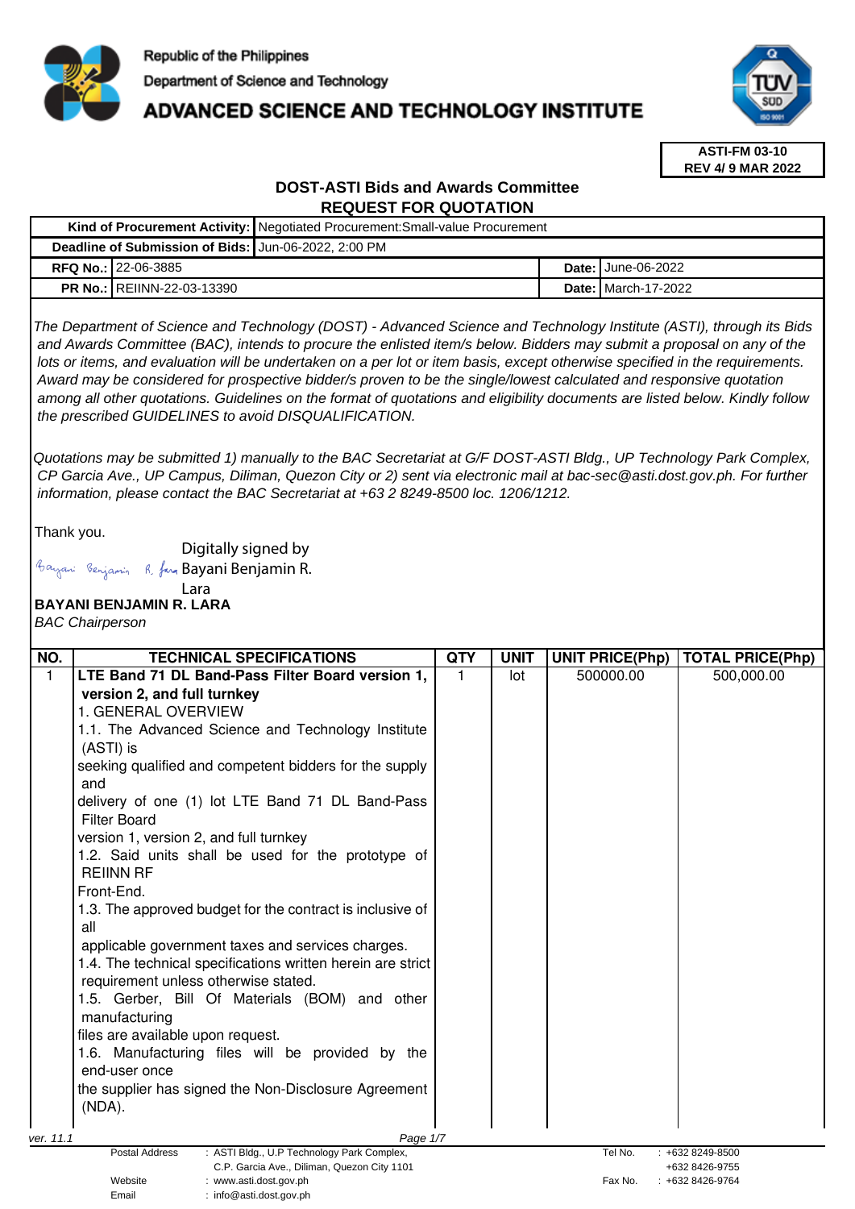Republic of the Philippines
Department of Science and Technology
**ADVANCED SCIENCE AND TECHNOLOGY INSTITUTE**

**ASTI-FM 03-10**
**REV 4/ 9 MAR 2022**

## DOST-ASTI Bids and Awards Committee
## REQUEST FOR QUOTATION

| **Kind of Procurement Activity:** | Negotiated Procurement:Small-value Procurement | | |
|---|---|---|---|
| **Deadline of Submission of Bids:** | Jun-06-2022, 2:00 PM | | |
| **RFQ No.:** | 22-06-3885 | **Date:** | June-06-2022 |
| **PR No.:** | REIINN-22-03-13390 | **Date:** | March-17-2022 |

*The Department of Science and Technology (DOST) - Advanced Science and Technology Institute (ASTI), through its Bids and Awards Committee (BAC), intends to procure the enlisted item/s below. Bidders may submit a proposal on any of the lots or items, and evaluation will be undertaken on a per lot or item basis, except otherwise specified in the requirements. Award may be considered for prospective bidder/s proven to be the single/lowest calculated and responsive quotation among all other quotations. Guidelines on the format of quotations and eligibility documents are listed below. Kindly follow the prescribed GUIDELINES to avoid DISQUALIFICATION.*

*Quotations may be submitted 1) manually to the BAC Secretariat at G/F DOST-ASTI Bldg., UP Technology Park Complex, CP Garcia Ave., UP Campus, Diliman, Quezon City or 2) sent via electronic mail at bac-sec@asti.dost.gov.ph. For further information, please contact the BAC Secretariat at +63 2 8249-8500 loc. 1206/1212.*

Thank you.

Digitally signed by Bayani Benjamin R. Lara

**BAYANI BENJAMIN R. LARA**
*BAC Chairperson*

| NO. | TECHNICAL SPECIFICATIONS | QTY | UNIT | UNIT PRICE(Php) | TOTAL PRICE(Php) |
|---|---|---|---|---|---|
| 1 | **LTE Band 71 DL Band-Pass Filter Board version 1, version 2, and full turnkey**<br>1. GENERAL OVERVIEW<br>1.1. The Advanced Science and Technology Institute (ASTI) is seeking qualified and competent bidders for the supply and delivery of one (1) lot LTE Band 71 DL Band-Pass Filter Board version 1, version 2, and full turnkey<br>1.2. Said units shall be used for the prototype of REIINN RF Front-End.<br>1.3. The approved budget for the contract is inclusive of all applicable government taxes and services charges.<br>1.4. The technical specifications written herein are strict requirement unless otherwise stated.<br>1.5. Gerber, Bill Of Materials (BOM) and other manufacturing files are available upon request.<br>1.6. Manufacturing files will be provided by the end-user once the supplier has signed the Non-Disclosure Agreement (NDA). | 1 | lot | 500000.00 | 500,000.00 |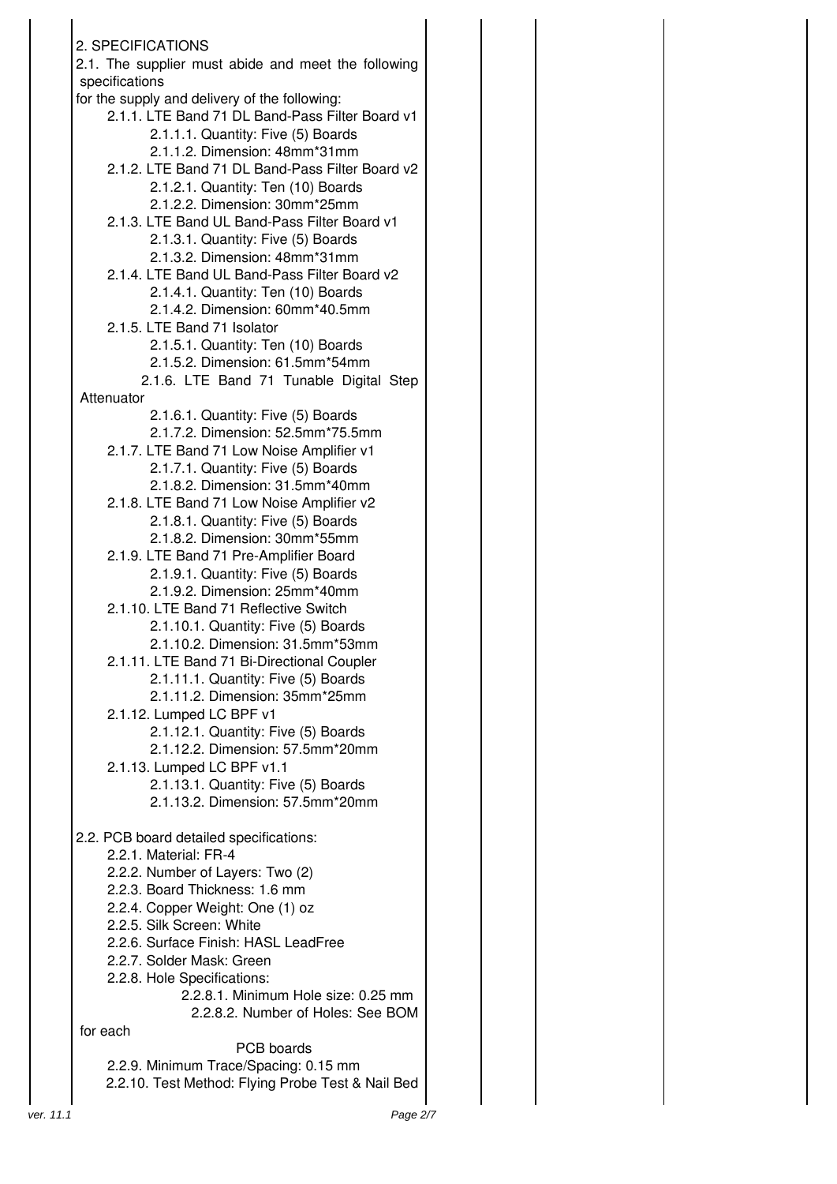## 2. SPECIFICATIONS

2.1. The supplier must abide and meet the following specifications for the supply and delivery of the following:

- 2.1.1. LTE Band 71 DL Band-Pass Filter Board v1
  - 2.1.1.1. Quantity: Five (5) Boards
  - 2.1.1.2. Dimension: 48mm*31mm
- 2.1.2. LTE Band 71 DL Band-Pass Filter Board v2
  - 2.1.2.1. Quantity: Ten (10) Boards
  - 2.1.2.2. Dimension: 30mm*25mm
- 2.1.3. LTE Band UL Band-Pass Filter Board v1
  - 2.1.3.1. Quantity: Five (5) Boards
  - 2.1.3.2. Dimension: 48mm*31mm
- 2.1.4. LTE Band UL Band-Pass Filter Board v2
  - 2.1.4.1. Quantity: Ten (10) Boards
  - 2.1.4.2. Dimension: 60mm*40.5mm
- 2.1.5. LTE Band 71 Isolator
  - 2.1.5.1. Quantity: Ten (10) Boards
  - 2.1.5.2. Dimension: 61.5mm*54mm
- 2.1.6. LTE Band 71 Tunable Digital Step Attenuator
  - 2.1.6.1. Quantity: Five (5) Boards
  - 2.1.7.2. Dimension: 52.5mm*75.5mm
- 2.1.7. LTE Band 71 Low Noise Amplifier v1
  - 2.1.7.1. Quantity: Five (5) Boards
  - 2.1.8.2. Dimension: 31.5mm*40mm
- 2.1.8. LTE Band 71 Low Noise Amplifier v2
  - 2.1.8.1. Quantity: Five (5) Boards
  - 2.1.8.2. Dimension: 30mm*55mm
- 2.1.9. LTE Band 71 Pre-Amplifier Board
  - 2.1.9.1. Quantity: Five (5) Boards
  - 2.1.9.2. Dimension: 25mm*40mm
- 2.1.10. LTE Band 71 Reflective Switch
  - 2.1.10.1. Quantity: Five (5) Boards
  - 2.1.10.2. Dimension: 31.5mm*53mm
- 2.1.11. LTE Band 71 Bi-Directional Coupler
  - 2.1.11.1. Quantity: Five (5) Boards
  - 2.1.11.2. Dimension: 35mm*25mm
- 2.1.12. Lumped LC BPF v1
  - 2.1.12.1. Quantity: Five (5) Boards
  - 2.1.12.2. Dimension: 57.5mm*20mm
- 2.1.13. Lumped LC BPF v1.1
  - 2.1.13.1. Quantity: Five (5) Boards
  - 2.1.13.2. Dimension: 57.5mm*20mm

2.2. PCB board detailed specifications:

- 2.2.1. Material: FR-4
- 2.2.2. Number of Layers: Two (2)
- 2.2.3. Board Thickness: 1.6 mm
- 2.2.4. Copper Weight: One (1) oz
- 2.2.5. Silk Screen: White
- 2.2.6. Surface Finish: HASL LeadFree
- 2.2.7. Solder Mask: Green
- 2.2.8. Hole Specifications:
  - 2.2.8.1. Minimum Hole size: 0.25 mm
  - 2.2.8.2. Number of Holes: See BOM for each PCB boards
- 2.2.9. Minimum Trace/Spacing: 0.15 mm
- 2.2.10. Test Method: Flying Probe Test & Nail Bed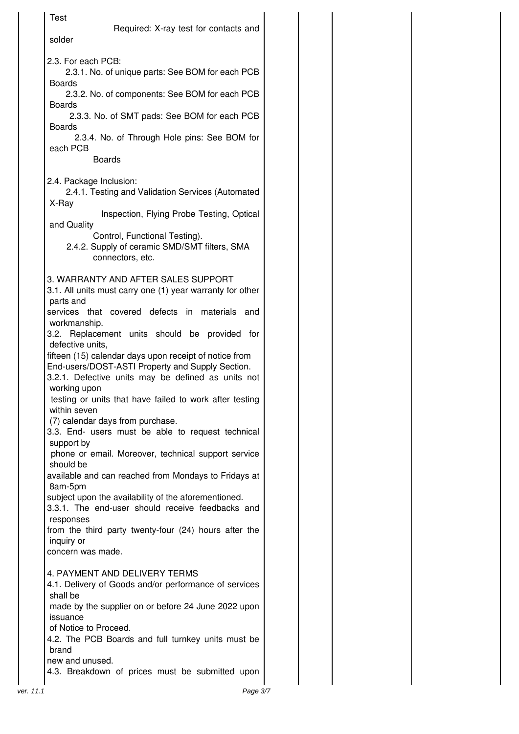Test

Required: X-ray test for contacts and solder

2.3. For each PCB:

2.3.1. No. of unique parts: See BOM for each PCB Boards

2.3.2. No. of components: See BOM for each PCB Boards

2.3.3. No. of SMT pads: See BOM for each PCB Boards

2.3.4. No. of Through Hole pins: See BOM for each PCB Boards

2.4. Package Inclusion:

2.4.1. Testing and Validation Services (Automated X-Ray Inspection, Flying Probe Testing, Optical and Quality Control, Functional Testing).

2.4.2. Supply of ceramic SMD/SMT filters, SMA connectors, etc.

3. WARRANTY AND AFTER SALES SUPPORT

3.1. All units must carry one (1) year warranty for other parts and services that covered defects in materials and workmanship.

3.2. Replacement units should be provided for defective units, fifteen (15) calendar days upon receipt of notice from End-users/DOST-ASTI Property and Supply Section.

3.2.1. Defective units may be defined as units not working upon testing or units that have failed to work after testing within seven (7) calendar days from purchase.

3.3. End- users must be able to request technical support by phone or email. Moreover, technical support service should be available and can reached from Mondays to Fridays at 8am-5pm subject upon the availability of the aforementioned.

3.3.1. The end-user should receive feedbacks and responses from the third party twenty-four (24) hours after the inquiry or concern was made.

4. PAYMENT AND DELIVERY TERMS

4.1. Delivery of Goods and/or performance of services shall be made by the supplier on or before 24 June 2022 upon issuance of Notice to Proceed.

4.2. The PCB Boards and full turnkey units must be brand new and unused.

4.3. Breakdown of prices must be submitted upon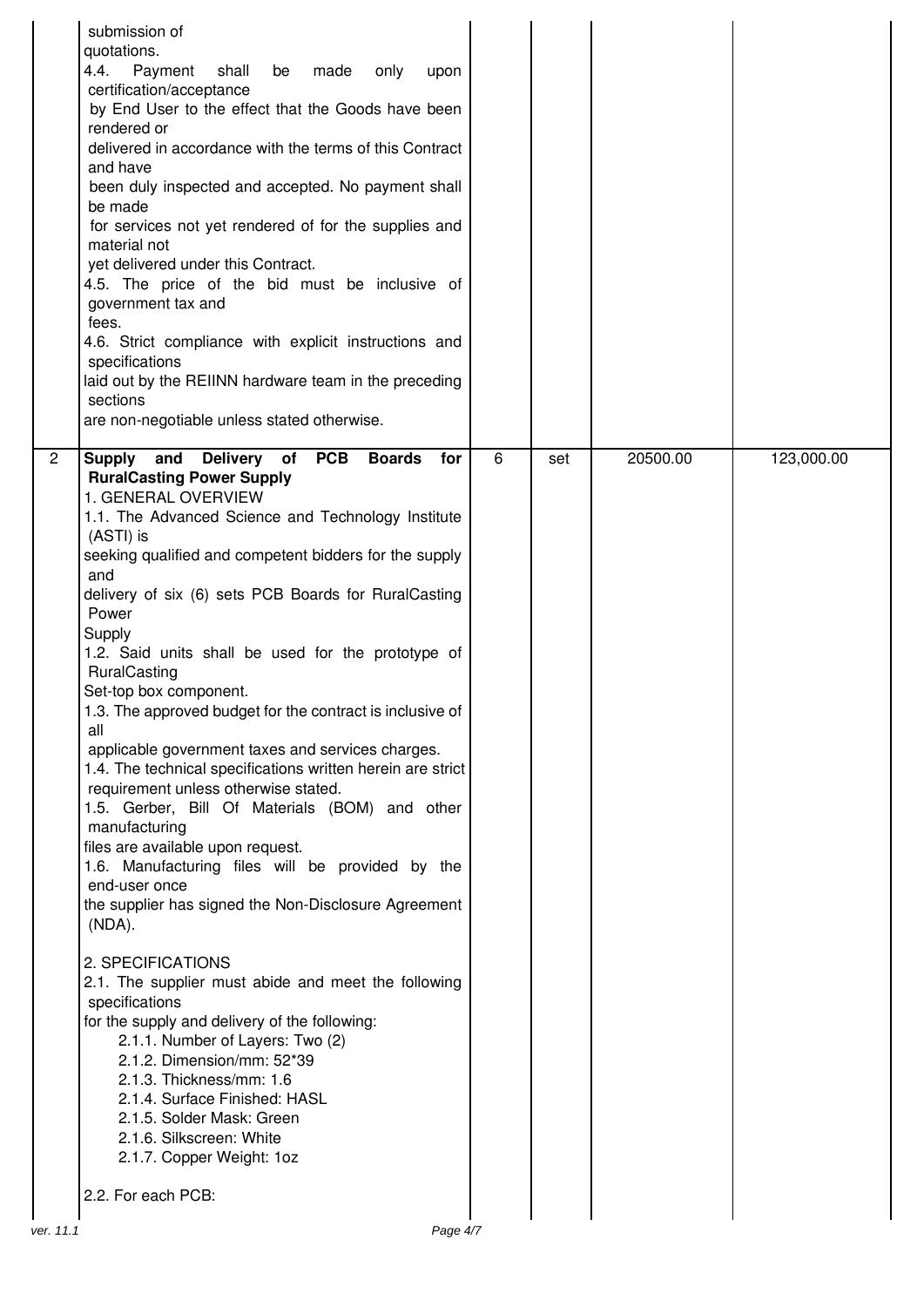| | | | | | |
|---|---|---|---|---|---|
| | submission of quotations.<br>4.4. Payment shall be made only upon certification/acceptance by End User to the effect that the Goods have been rendered or delivered in accordance with the terms of this Contract and have been duly inspected and accepted. No payment shall be made for services not yet rendered of for the supplies and material not yet delivered under this Contract.<br>4.5. The price of the bid must be inclusive of government tax and fees.<br>4.6. Strict compliance with explicit instructions and specifications laid out by the REIINN hardware team in the preceding sections are non-negotiable unless stated otherwise. | | | | |
| 2 | **Supply and Delivery of PCB Boards for RuralCasting Power Supply**<br>1. GENERAL OVERVIEW<br>1.1. The Advanced Science and Technology Institute (ASTI) is seeking qualified and competent bidders for the supply and delivery of six (6) sets PCB Boards for RuralCasting Power Supply<br>1.2. Said units shall be used for the prototype of RuralCasting Set-top box component.<br>1.3. The approved budget for the contract is inclusive of all applicable government taxes and services charges.<br>1.4. The technical specifications written herein are strict requirement unless otherwise stated.<br>1.5. Gerber, Bill Of Materials (BOM) and other manufacturing files are available upon request.<br>1.6. Manufacturing files will be provided by the end-user once the supplier has signed the Non-Disclosure Agreement (NDA).<br><br>2. SPECIFICATIONS<br>2.1. The supplier must abide and meet the following specifications for the supply and delivery of the following:<br>2.1.1. Number of Layers: Two (2)<br>2.1.2. Dimension/mm: 52*39<br>2.1.3. Thickness/mm: 1.6<br>2.1.4. Surface Finished: HASL<br>2.1.5. Solder Mask: Green<br>2.1.6. Silkscreen: White<br>2.1.7. Copper Weight: 1oz<br><br>2.2. For each PCB: | 6 | set | 20500.00 | 123,000.00 |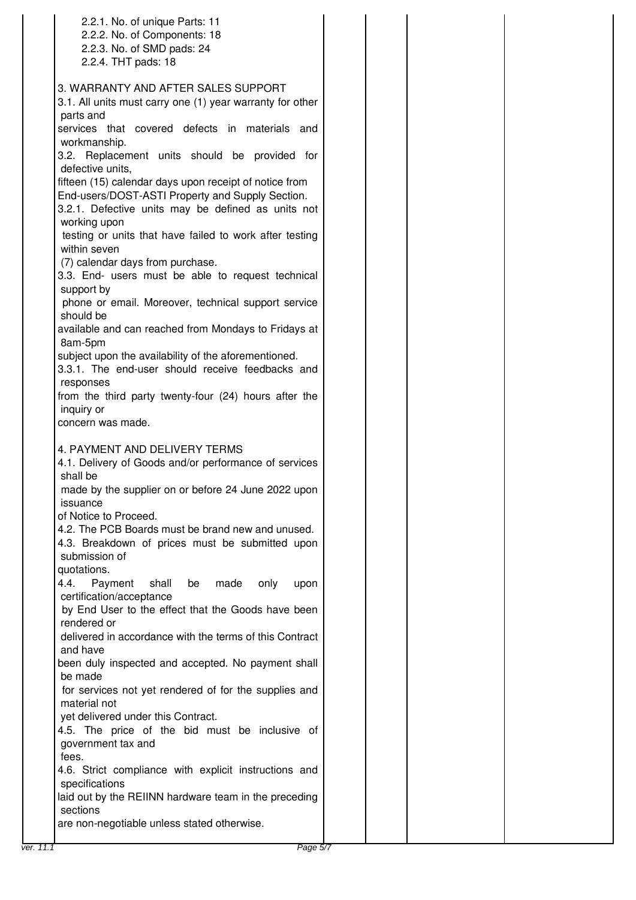| | | | | |
|---|---|---|---|---|
| 2.2.1. No. of unique Parts: 11<br>2.2.2. No. of Components: 18<br>2.2.3. No. of SMD pads: 24<br>2.2.4. THT pads: 18<br><br>3. WARRANTY AND AFTER SALES SUPPORT<br>3.1. All units must carry one (1) year warranty for other parts and services that covered defects in materials and workmanship.<br>3.2. Replacement units should be provided for defective units, fifteen (15) calendar days upon receipt of notice from End-users/DOST-ASTI Property and Supply Section.<br>3.2.1. Defective units may be defined as units not working upon testing or units that have failed to work after testing within seven (7) calendar days from purchase.<br>3.3. End- users must be able to request technical support by phone or email. Moreover, technical support service should be available and can reached from Mondays to Fridays at 8am-5pm subject upon the availability of the aforementioned.<br>3.3.1. The end-user should receive feedbacks and responses from the third party twenty-four (24) hours after the inquiry or concern was made.<br><br>4. PAYMENT AND DELIVERY TERMS<br>4.1. Delivery of Goods and/or performance of services shall be made by the supplier on or before 24 June 2022 upon issuance of Notice to Proceed.<br>4.2. The PCB Boards must be brand new and unused.<br>4.3. Breakdown of prices must be submitted upon submission of quotations.<br>4.4. Payment shall be made only upon certification/acceptance by End User to the effect that the Goods have been rendered or delivered in accordance with the terms of this Contract and have been duly inspected and accepted. No payment shall be made for services not yet rendered of for the supplies and material not yet delivered under this Contract.<br>4.5. The price of the bid must be inclusive of government tax and fees.<br>4.6. Strict compliance with explicit instructions and specifications laid out by the REIINN hardware team in the preceding sections are non-negotiable unless stated otherwise. | | | | |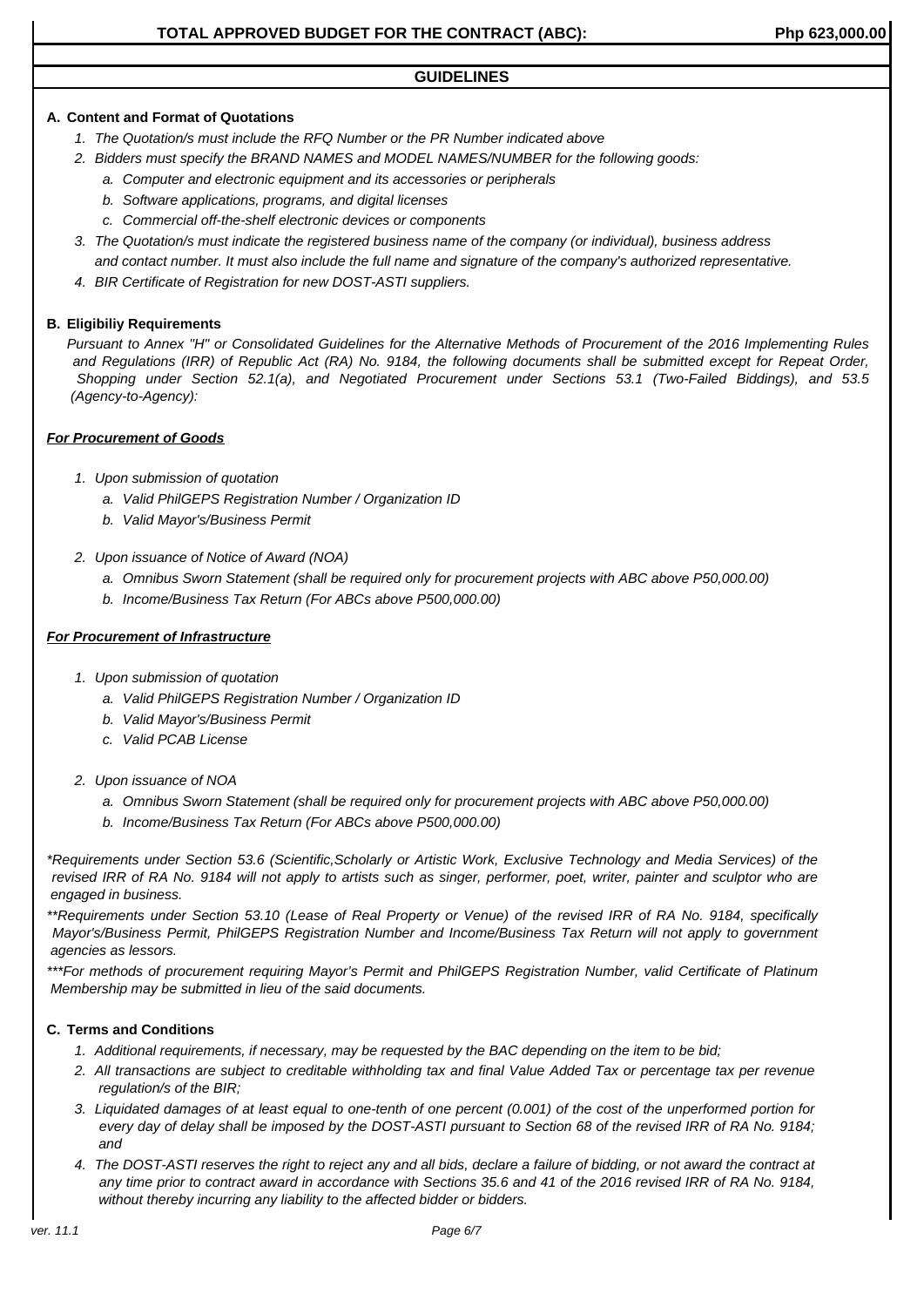**TOTAL APPROVED BUDGET FOR THE CONTRACT (ABC):** **Php 623,000.00**

## GUIDELINES

### A. Content and Format of Quotations

1. *The Quotation/s must include the RFQ Number or the PR Number indicated above*
2. *Bidders must specify the BRAND NAMES and MODEL NAMES/NUMBER for the following goods:*
   a. *Computer and electronic equipment and its accessories or peripherals*
   b. *Software applications, programs, and digital licenses*
   c. *Commercial off-the-shelf electronic devices or components*
3. *The Quotation/s must indicate the registered business name of the company (or individual), business address and contact number. It must also include the full name and signature of the company's authorized representative.*
4. *BIR Certificate of Registration for new DOST-ASTI suppliers.*

### B. Eligibiliy Requirements

*Pursuant to Annex "H" or Consolidated Guidelines for the Alternative Methods of Procurement of the 2016 Implementing Rules and Regulations (IRR) of Republic Act (RA) No. 9184, the following documents shall be submitted except for Repeat Order, Shopping under Section 52.1(a), and Negotiated Procurement under Sections 53.1 (Two-Failed Biddings), and 53.5 (Agency-to-Agency):*

***For Procurement of Goods***

1. *Upon submission of quotation*
   a. *Valid PhilGEPS Registration Number / Organization ID*
   b. *Valid Mayor's/Business Permit*
2. *Upon issuance of Notice of Award (NOA)*
   a. *Omnibus Sworn Statement (shall be required only for procurement projects with ABC above P50,000.00)*
   b. *Income/Business Tax Return (For ABCs above P500,000.00)*

***For Procurement of Infrastructure***

1. *Upon submission of quotation*
   a. *Valid PhilGEPS Registration Number / Organization ID*
   b. *Valid Mayor's/Business Permit*
   c. *Valid PCAB License*
2. *Upon issuance of NOA*
   a. *Omnibus Sworn Statement (shall be required only for procurement projects with ABC above P50,000.00)*
   b. *Income/Business Tax Return (For ABCs above P500,000.00)*

**Requirements under Section 53.6 (Scientific,Scholarly or Artistic Work, Exclusive Technology and Media Services) of the revised IRR of RA No. 9184 will not apply to artists such as singer, performer, poet, writer, painter and sculptor who are engaged in business.*

***Requirements under Section 53.10 (Lease of Real Property or Venue) of the revised IRR of RA No. 9184, specifically Mayor's/Business Permit, PhilGEPS Registration Number and Income/Business Tax Return will not apply to government agencies as lessors.*

****For methods of procurement requiring Mayor's Permit and PhilGEPS Registration Number, valid Certificate of Platinum Membership may be submitted in lieu of the said documents.*

### C. Terms and Conditions

1. *Additional requirements, if necessary, may be requested by the BAC depending on the item to be bid;*
2. *All transactions are subject to creditable withholding tax and final Value Added Tax or percentage tax per revenue regulation/s of the BIR;*
3. *Liquidated damages of at least equal to one-tenth of one percent (0.001) of the cost of the unperformed portion for every day of delay shall be imposed by the DOST-ASTI pursuant to Section 68 of the revised IRR of RA No. 9184; and*
4. *The DOST-ASTI reserves the right to reject any and all bids, declare a failure of bidding, or not award the contract at any time prior to contract award in accordance with Sections 35.6 and 41 of the 2016 revised IRR of RA No. 9184, without thereby incurring any liability to the affected bidder or bidders.*

*ver. 11.1*